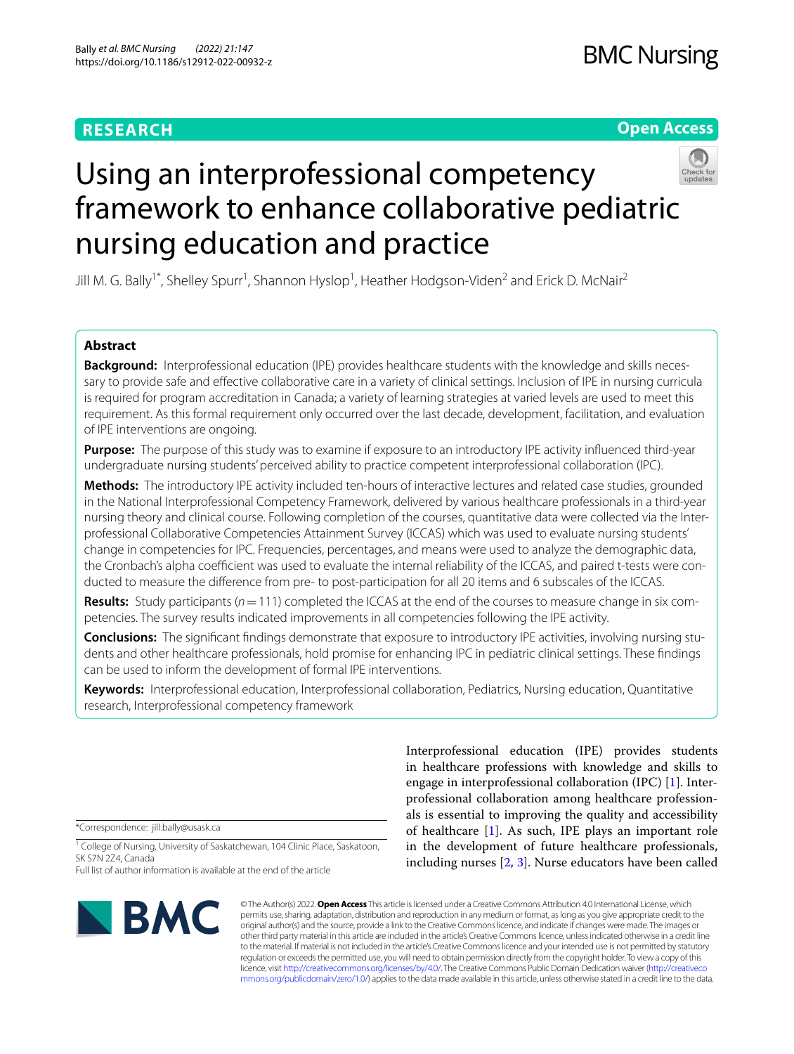RESEARCH

Open Access

# Using an interprofessional competency framework to enhance collaborative pediatric nursing education and practice

Jill M. G. Bally[1*], Shelley Spurr[1], Shannon Hyslop[1], Heather Hodgson-Viden[2] and Erick D. McNair[2]

## Abstract

**Background:** Interprofessional education (IPE) provides healthcare students with the knowledge and skills necessary to provide safe and effective collaborative care in a variety of clinical settings. Inclusion of IPE in nursing curricula is required for program accreditation in Canada; a variety of learning strategies at varied levels are used to meet this requirement. As this formal requirement only occurred over the last decade, development, facilitation, and evaluation of IPE interventions are ongoing.

**Purpose:** The purpose of this study was to examine if exposure to an introductory IPE activity influenced third-year undergraduate nursing students' perceived ability to practice competent interprofessional collaboration (IPC).

**Methods:** The introductory IPE activity included ten-hours of interactive lectures and related case studies, grounded in the National Interprofessional Competency Framework, delivered by various healthcare professionals in a third-year nursing theory and clinical course. Following completion of the courses, quantitative data were collected via the Interprofessional Collaborative Competencies Attainment Survey (ICCAS) which was used to evaluate nursing students' change in competencies for IPC. Frequencies, percentages, and means were used to analyze the demographic data, the Cronbach's alpha coefficient was used to evaluate the internal reliability of the ICCAS, and paired t-tests were conducted to measure the difference from pre- to post-participation for all 20 items and 6 subscales of the ICCAS.

**Results:** Study participants ($n = 111$) completed the ICCAS at the end of the courses to measure change in six competencies. The survey results indicated improvements in all competencies following the IPE activity.

**Conclusions:** The significant findings demonstrate that exposure to introductory IPE activities, involving nursing students and other healthcare professionals, hold promise for enhancing IPC in pediatric clinical settings. These findings can be used to inform the development of formal IPE interventions.

**Keywords:** Interprofessional education, Interprofessional collaboration, Pediatrics, Nursing education, Quantitative research, Interprofessional competency framework

Interprofessional education (IPE) provides students in healthcare professions with knowledge and skills to engage in interprofessional collaboration (IPC) [1]. Interprofessional collaboration among healthcare professionals is essential to improving the quality and accessibility of healthcare [1]. As such, IPE plays an important role in the development of future healthcare professionals, including nurses [2, 3]. Nurse educators have been called

*Correspondence: jill.bally@usask.ca

[1] College of Nursing, University of Saskatchewan, 104 Clinic Place, Saskatoon, SK S7N 2Z4, Canada

Full list of author information is available at the end of the article

© The Author(s) 2022. **Open Access** This article is licensed under a Creative Commons Attribution 4.0 International License, which permits use, sharing, adaptation, distribution and reproduction in any medium or format, as long as you give appropriate credit to the original author(s) and the source, provide a link to the Creative Commons licence, and indicate if changes were made. The images or other third party material in this article are included in the article's Creative Commons licence, unless indicated otherwise in a credit line to the material. If material is not included in the article's Creative Commons licence and your intended use is not permitted by statutory regulation or exceeds the permitted use, you will need to obtain permission directly from the copyright holder. To view a copy of this licence, visit http://creativecommons.org/licenses/by/4.0/. The Creative Commons Public Domain Dedication waiver (http://creativecommons.org/publicdomain/zero/1.0/) applies to the data made available in this article, unless otherwise stated in a credit line to the data.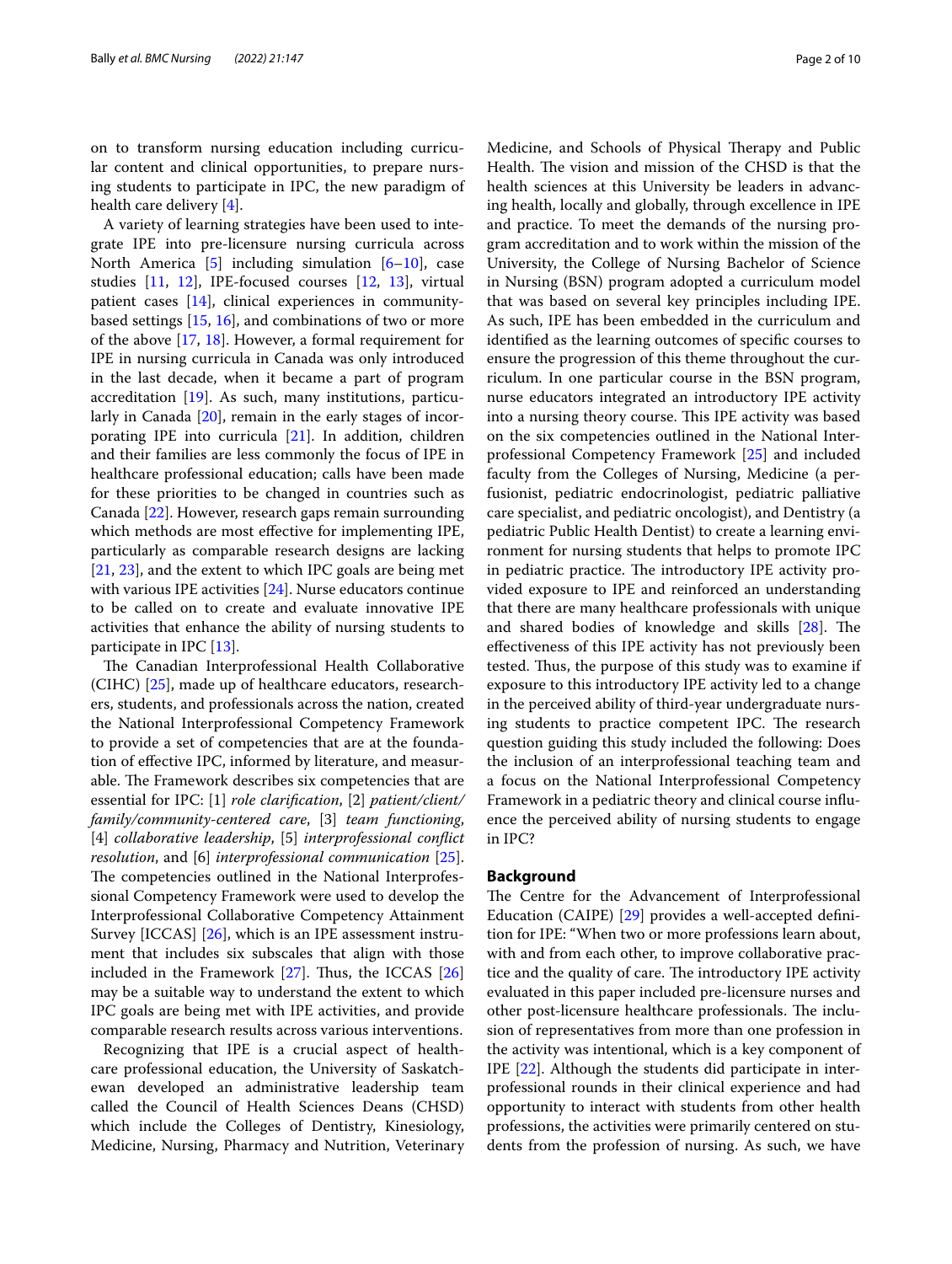on to transform nursing education including curricular content and clinical opportunities, to prepare nursing students to participate in IPC, the new paradigm of health care delivery [4].

A variety of learning strategies have been used to integrate IPE into pre-licensure nursing curricula across North America [5] including simulation [6–10], case studies [11, 12], IPE-focused courses [12, 13], virtual patient cases [14], clinical experiences in community-based settings [15, 16], and combinations of two or more of the above [17, 18]. However, a formal requirement for IPE in nursing curricula in Canada was only introduced in the last decade, when it became a part of program accreditation [19]. As such, many institutions, particularly in Canada [20], remain in the early stages of incorporating IPE into curricula [21]. In addition, children and their families are less commonly the focus of IPE in healthcare professional education; calls have been made for these priorities to be changed in countries such as Canada [22]. However, research gaps remain surrounding which methods are most effective for implementing IPE, particularly as comparable research designs are lacking [21, 23], and the extent to which IPC goals are being met with various IPE activities [24]. Nurse educators continue to be called on to create and evaluate innovative IPE activities that enhance the ability of nursing students to participate in IPC [13].

The Canadian Interprofessional Health Collaborative (CIHC) [25], made up of healthcare educators, researchers, students, and professionals across the nation, created the National Interprofessional Competency Framework to provide a set of competencies that are at the foundation of effective IPC, informed by literature, and measurable. The Framework describes six competencies that are essential for IPC: [1] *role clarification*, [2] *patient/client/family/community-centered care*, [3] *team functioning*, [4] *collaborative leadership*, [5] *interprofessional conflict resolution*, and [6] *interprofessional communication* [25]. The competencies outlined in the National Interprofessional Competency Framework were used to develop the Interprofessional Collaborative Competency Attainment Survey [ICCAS] [26], which is an IPE assessment instrument that includes six subscales that align with those included in the Framework [27]. Thus, the ICCAS [26] may be a suitable way to understand the extent to which IPC goals are being met with IPE activities, and provide comparable research results across various interventions.

Recognizing that IPE is a crucial aspect of healthcare professional education, the University of Saskatchewan developed an administrative leadership team called the Council of Health Sciences Deans (CHSD) which include the Colleges of Dentistry, Kinesiology, Medicine, Nursing, Pharmacy and Nutrition, Veterinary Medicine, and Schools of Physical Therapy and Public Health. The vision and mission of the CHSD is that the health sciences at this University be leaders in advancing health, locally and globally, through excellence in IPE and practice. To meet the demands of the nursing program accreditation and to work within the mission of the University, the College of Nursing Bachelor of Science in Nursing (BSN) program adopted a curriculum model that was based on several key principles including IPE. As such, IPE has been embedded in the curriculum and identified as the learning outcomes of specific courses to ensure the progression of this theme throughout the curriculum. In one particular course in the BSN program, nurse educators integrated an introductory IPE activity into a nursing theory course. This IPE activity was based on the six competencies outlined in the National Interprofessional Competency Framework [25] and included faculty from the Colleges of Nursing, Medicine (a perfusionist, pediatric endocrinologist, pediatric palliative care specialist, and pediatric oncologist), and Dentistry (a pediatric Public Health Dentist) to create a learning environment for nursing students that helps to promote IPC in pediatric practice. The introductory IPE activity provided exposure to IPE and reinforced an understanding that there are many healthcare professionals with unique and shared bodies of knowledge and skills [28]. The effectiveness of this IPE activity has not previously been tested. Thus, the purpose of this study was to examine if exposure to this introductory IPE activity led to a change in the perceived ability of third-year undergraduate nursing students to practice competent IPC. The research question guiding this study included the following: Does the inclusion of an interprofessional teaching team and a focus on the National Interprofessional Competency Framework in a pediatric theory and clinical course influence the perceived ability of nursing students to engage in IPC?

## Background

The Centre for the Advancement of Interprofessional Education (CAIPE) [29] provides a well-accepted definition for IPE: "When two or more professions learn about, with and from each other, to improve collaborative practice and the quality of care. The introductory IPE activity evaluated in this paper included pre-licensure nurses and other post-licensure healthcare professionals. The inclusion of representatives from more than one profession in the activity was intentional, which is a key component of IPE [22]. Although the students did participate in interprofessional rounds in their clinical experience and had opportunity to interact with students from other health professions, the activities were primarily centered on students from the profession of nursing. As such, we have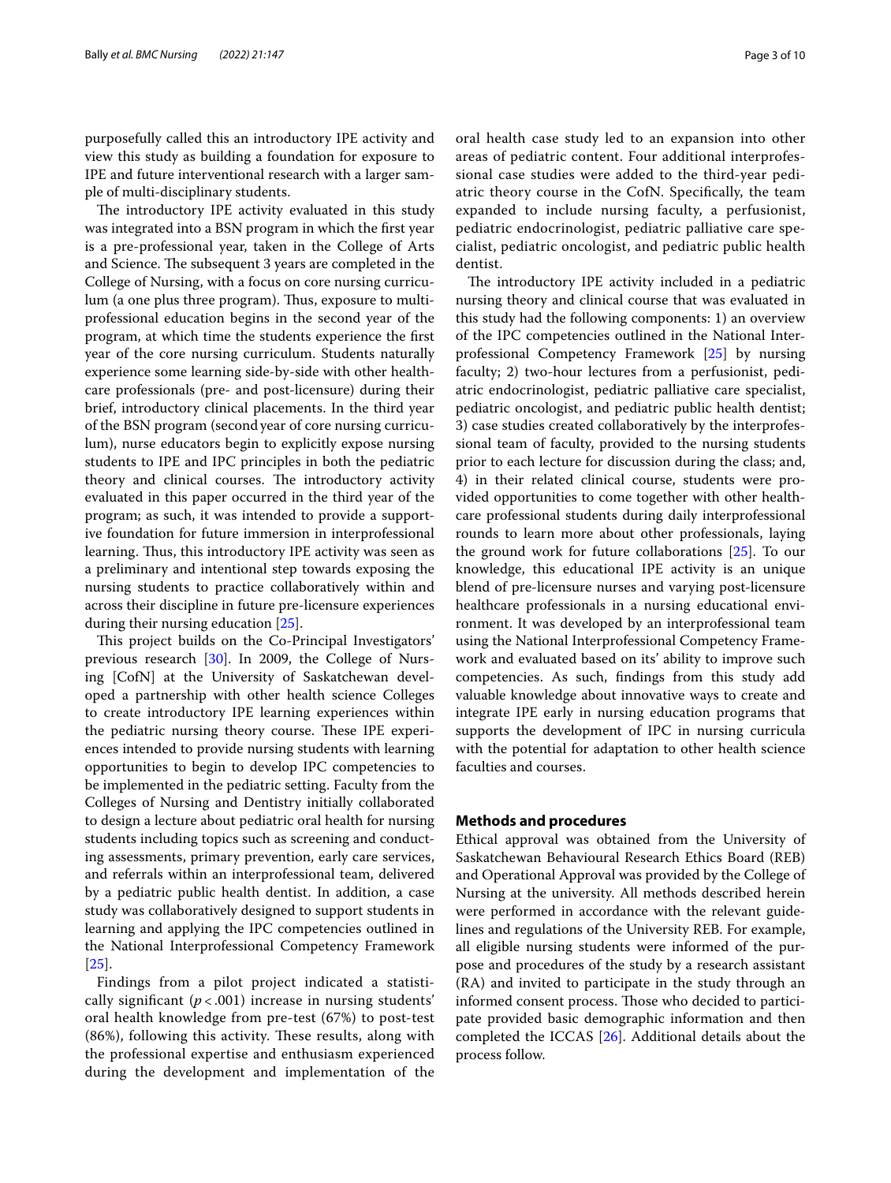purposefully called this an introductory IPE activity and view this study as building a foundation for exposure to IPE and future interventional research with a larger sample of multi-disciplinary students.

The introductory IPE activity evaluated in this study was integrated into a BSN program in which the first year is a pre-professional year, taken in the College of Arts and Science. The subsequent 3 years are completed in the College of Nursing, with a focus on core nursing curriculum (a one plus three program). Thus, exposure to multi-professional education begins in the second year of the program, at which time the students experience the first year of the core nursing curriculum. Students naturally experience some learning side-by-side with other healthcare professionals (pre- and post-licensure) during their brief, introductory clinical placements. In the third year of the BSN program (second year of core nursing curriculum), nurse educators begin to explicitly expose nursing students to IPE and IPC principles in both the pediatric theory and clinical courses. The introductory activity evaluated in this paper occurred in the third year of the program; as such, it was intended to provide a supportive foundation for future immersion in interprofessional learning. Thus, this introductory IPE activity was seen as a preliminary and intentional step towards exposing the nursing students to practice collaboratively within and across their discipline in future pre-licensure experiences during their nursing education [25].

This project builds on the Co-Principal Investigators' previous research [30]. In 2009, the College of Nursing [CofN] at the University of Saskatchewan developed a partnership with other health science Colleges to create introductory IPE learning experiences within the pediatric nursing theory course. These IPE experiences intended to provide nursing students with learning opportunities to begin to develop IPC competencies to be implemented in the pediatric setting. Faculty from the Colleges of Nursing and Dentistry initially collaborated to design a lecture about pediatric oral health for nursing students including topics such as screening and conducting assessments, primary prevention, early care services, and referrals within an interprofessional team, delivered by a pediatric public health dentist. In addition, a case study was collaboratively designed to support students in learning and applying the IPC competencies outlined in the National Interprofessional Competency Framework [25].

Findings from a pilot project indicated a statistically significant ($p < .001$) increase in nursing students' oral health knowledge from pre-test (67%) to post-test (86%), following this activity. These results, along with the professional expertise and enthusiasm experienced during the development and implementation of the oral health case study led to an expansion into other areas of pediatric content. Four additional interprofessional case studies were added to the third-year pediatric theory course in the CofN. Specifically, the team expanded to include nursing faculty, a perfusionist, pediatric endocrinologist, pediatric palliative care specialist, pediatric oncologist, and pediatric public health dentist.

The introductory IPE activity included in a pediatric nursing theory and clinical course that was evaluated in this study had the following components: 1) an overview of the IPC competencies outlined in the National Interprofessional Competency Framework [25] by nursing faculty; 2) two-hour lectures from a perfusionist, pediatric endocrinologist, pediatric palliative care specialist, pediatric oncologist, and pediatric public health dentist; 3) case studies created collaboratively by the interprofessional team of faculty, provided to the nursing students prior to each lecture for discussion during the class; and, 4) in their related clinical course, students were provided opportunities to come together with other healthcare professional students during daily interprofessional rounds to learn more about other professionals, laying the ground work for future collaborations [25]. To our knowledge, this educational IPE activity is an unique blend of pre-licensure nurses and varying post-licensure healthcare professionals in a nursing educational environment. It was developed by an interprofessional team using the National Interprofessional Competency Framework and evaluated based on its' ability to improve such competencies. As such, findings from this study add valuable knowledge about innovative ways to create and integrate IPE early in nursing education programs that supports the development of IPC in nursing curricula with the potential for adaptation to other health science faculties and courses.

## Methods and procedures

Ethical approval was obtained from the University of Saskatchewan Behavioural Research Ethics Board (REB) and Operational Approval was provided by the College of Nursing at the university. All methods described herein were performed in accordance with the relevant guidelines and regulations of the University REB. For example, all eligible nursing students were informed of the purpose and procedures of the study by a research assistant (RA) and invited to participate in the study through an informed consent process. Those who decided to participate provided basic demographic information and then completed the ICCAS [26]. Additional details about the process follow.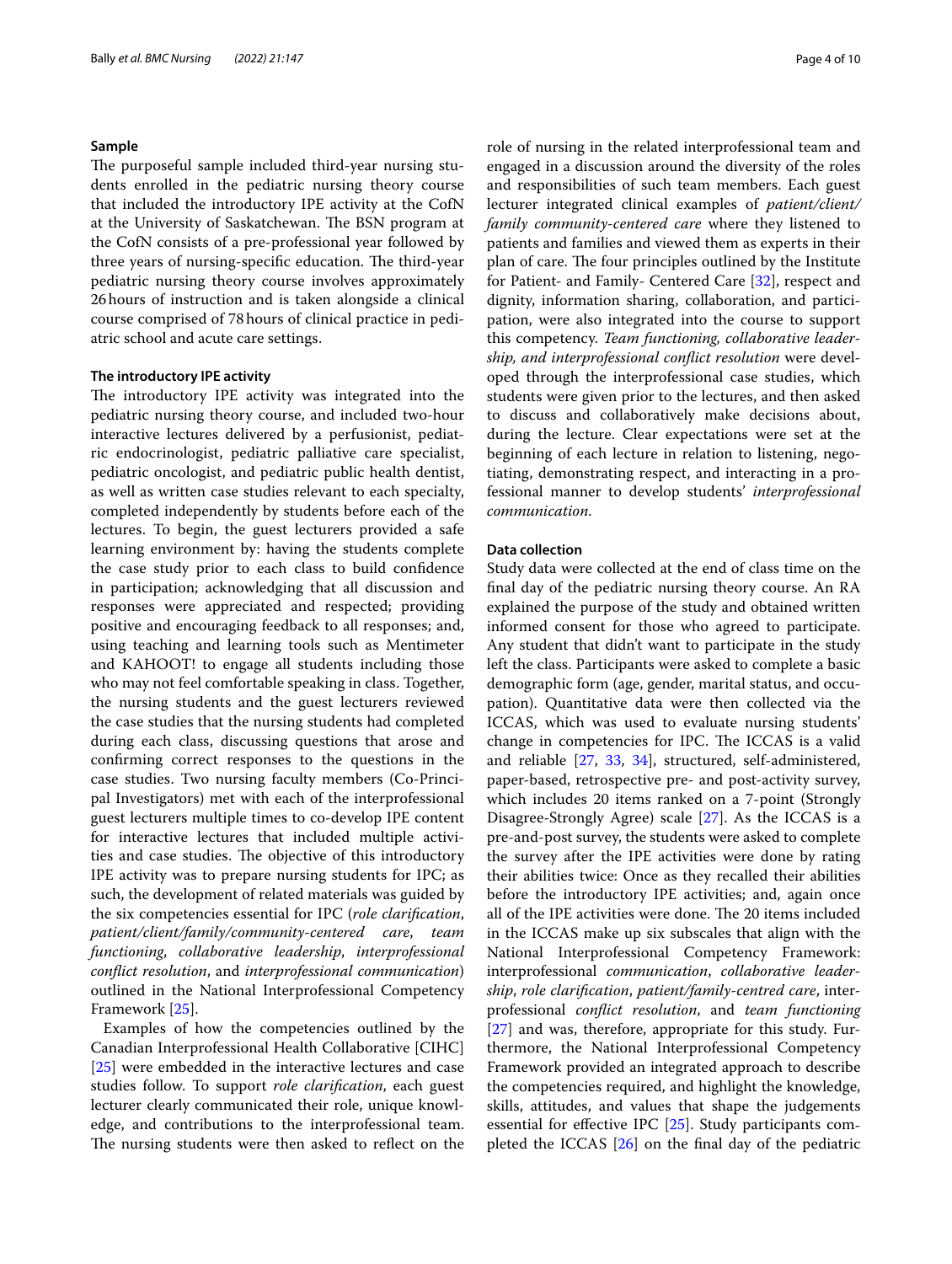### Sample

The purposeful sample included third-year nursing students enrolled in the pediatric nursing theory course that included the introductory IPE activity at the CofN at the University of Saskatchewan. The BSN program at the CofN consists of a pre-professional year followed by three years of nursing-specific education. The third-year pediatric nursing theory course involves approximately 26 hours of instruction and is taken alongside a clinical course comprised of 78 hours of clinical practice in pediatric school and acute care settings.

### The introductory IPE activity

The introductory IPE activity was integrated into the pediatric nursing theory course, and included two-hour interactive lectures delivered by a perfusionist, pediatric endocrinologist, pediatric palliative care specialist, pediatric oncologist, and pediatric public health dentist, as well as written case studies relevant to each specialty, completed independently by students before each of the lectures. To begin, the guest lecturers provided a safe learning environment by: having the students complete the case study prior to each class to build confidence in participation; acknowledging that all discussion and responses were appreciated and respected; providing positive and encouraging feedback to all responses; and, using teaching and learning tools such as Mentimeter and KAHOOT! to engage all students including those who may not feel comfortable speaking in class. Together, the nursing students and the guest lecturers reviewed the case studies that the nursing students had completed during each class, discussing questions that arose and confirming correct responses to the questions in the case studies. Two nursing faculty members (Co-Principal Investigators) met with each of the interprofessional guest lecturers multiple times to co-develop IPE content for interactive lectures that included multiple activities and case studies. The objective of this introductory IPE activity was to prepare nursing students for IPC; as such, the development of related materials was guided by the six competencies essential for IPC (*role clarification*, *patient/client/family/community-centered care*, *team functioning*, *collaborative leadership*, *interprofessional conflict resolution*, and *interprofessional communication*) outlined in the National Interprofessional Competency Framework [25].

Examples of how the competencies outlined by the Canadian Interprofessional Health Collaborative [CIHC] [25] were embedded in the interactive lectures and case studies follow. To support *role clarification*, each guest lecturer clearly communicated their role, unique knowledge, and contributions to the interprofessional team. The nursing students were then asked to reflect on the role of nursing in the related interprofessional team and engaged in a discussion around the diversity of the roles and responsibilities of such team members. Each guest lecturer integrated clinical examples of *patient/client/family community-centered care* where they listened to patients and families and viewed them as experts in their plan of care. The four principles outlined by the Institute for Patient- and Family- Centered Care [32], respect and dignity, information sharing, collaboration, and participation, were also integrated into the course to support this competency. *Team functioning, collaborative leadership, and interprofessional conflict resolution* were developed through the interprofessional case studies, which students were given prior to the lectures, and then asked to discuss and collaboratively make decisions about, during the lecture. Clear expectations were set at the beginning of each lecture in relation to listening, negotiating, demonstrating respect, and interacting in a professional manner to develop students' *interprofessional communication*.

### Data collection

Study data were collected at the end of class time on the final day of the pediatric nursing theory course. An RA explained the purpose of the study and obtained written informed consent for those who agreed to participate. Any student that didn't want to participate in the study left the class. Participants were asked to complete a basic demographic form (age, gender, marital status, and occupation). Quantitative data were then collected via the ICCAS, which was used to evaluate nursing students' change in competencies for IPC. The ICCAS is a valid and reliable [27, 33, 34], structured, self-administered, paper-based, retrospective pre- and post-activity survey, which includes 20 items ranked on a 7-point (Strongly Disagree-Strongly Agree) scale [27]. As the ICCAS is a pre-and-post survey, the students were asked to complete the survey after the IPE activities were done by rating their abilities twice: Once as they recalled their abilities before the introductory IPE activities; and, again once all of the IPE activities were done. The 20 items included in the ICCAS make up six subscales that align with the National Interprofessional Competency Framework: interprofessional *communication*, *collaborative leadership*, *role clarification*, *patient/family-centred care*, interprofessional *conflict resolution*, and *team functioning* [27] and was, therefore, appropriate for this study. Furthermore, the National Interprofessional Competency Framework provided an integrated approach to describe the competencies required, and highlight the knowledge, skills, attitudes, and values that shape the judgements essential for effective IPC [25]. Study participants completed the ICCAS [26] on the final day of the pediatric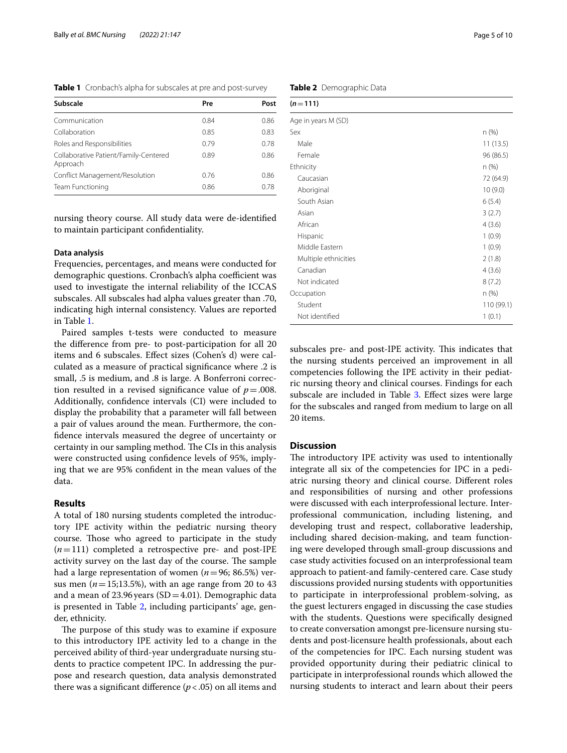**Table 1** Cronbach's alpha for subscales at pre and post-survey

| Subscale | Pre | Post |
|---|---|---|
| Communication | 0.84 | 0.86 |
| Collaboration | 0.85 | 0.83 |
| Roles and Responsibilities | 0.79 | 0.78 |
| Collaborative Patient/Family-Centered Approach | 0.89 | 0.86 |
| Conflict Management/Resolution | 0.76 | 0.86 |
| Team Functioning | 0.86 | 0.78 |

nursing theory course. All study data were de-identified to maintain participant confidentiality.

#### Data analysis

Frequencies, percentages, and means were conducted for demographic questions. Cronbach's alpha coefficient was used to investigate the internal reliability of the ICCAS subscales. All subscales had alpha values greater than .70, indicating high internal consistency. Values are reported in Table 1.

Paired samples t-tests were conducted to measure the difference from pre- to post-participation for all 20 items and 6 subscales. Effect sizes (Cohen's d) were calculated as a measure of practical significance where .2 is small, .5 is medium, and .8 is large. A Bonferroni correction resulted in a revised significance value of $p = .008$. Additionally, confidence intervals (CI) were included to display the probability that a parameter will fall between a pair of values around the mean. Furthermore, the confidence intervals measured the degree of uncertainty or certainty in our sampling method. The CIs in this analysis were constructed using confidence levels of 95%, implying that we are 95% confident in the mean values of the data.

## Results

A total of 180 nursing students completed the introductory IPE activity within the pediatric nursing theory course. Those who agreed to participate in the study ($n = 111$) completed a retrospective pre- and post-IPE activity survey on the last day of the course. The sample had a large representation of women ($n = 96$; 86.5%) versus men ($n = 15$;13.5%), with an age range from 20 to 43 and a mean of 23.96 years (SD = 4.01). Demographic data is presented in Table 2, including participants' age, gender, ethnicity.

The purpose of this study was to examine if exposure to this introductory IPE activity led to a change in the perceived ability of third-year undergraduate nursing students to practice competent IPC. In addressing the purpose and research question, data analysis demonstrated there was a significant difference ($p < .05$) on all items and subscales pre- and post-IPE activity. This indicates that the nursing students perceived an improvement in all competencies following the IPE activity in their pediatric nursing theory and clinical courses. Findings for each subscale are included in Table 3. Effect sizes were large for the subscales and ranged from medium to large on all 20 items.

**Table 2** Demographic Data

| ($n = 111$) | |
|---|---|
| Age in years M (SD) | |
| Sex | n (%) |
| Male | 11 (13.5) |
| Female | 96 (86.5) |
| Ethnicity | n (%) |
| Caucasian | 72 (64.9) |
| Aboriginal | 10 (9.0) |
| South Asian | 6 (5.4) |
| Asian | 3 (2.7) |
| African | 4 (3.6) |
| Hispanic | 1 (0.9) |
| Middle Eastern | 1 (0.9) |
| Multiple ethnicities | 2 (1.8) |
| Canadian | 4 (3.6) |
| Not indicated | 8 (7.2) |
| Occupation | n (%) |
| Student | 110 (99.1) |
| Not identified | 1 (0.1) |

## Discussion

The introductory IPE activity was used to intentionally integrate all six of the competencies for IPC in a pediatric nursing theory and clinical course. Different roles and responsibilities of nursing and other professions were discussed with each interprofessional lecture. Interprofessional communication, including listening, and developing trust and respect, collaborative leadership, including shared decision-making, and team functioning were developed through small-group discussions and case study activities focused on an interprofessional team approach to patient-and family-centered care. Case study discussions provided nursing students with opportunities to participate in interprofessional problem-solving, as the guest lecturers engaged in discussing the case studies with the students. Questions were specifically designed to create conversation amongst pre-licensure nursing students and post-licensure health professionals, about each of the competencies for IPC. Each nursing student was provided opportunity during their pediatric clinical to participate in interprofessional rounds which allowed the nursing students to interact and learn about their peers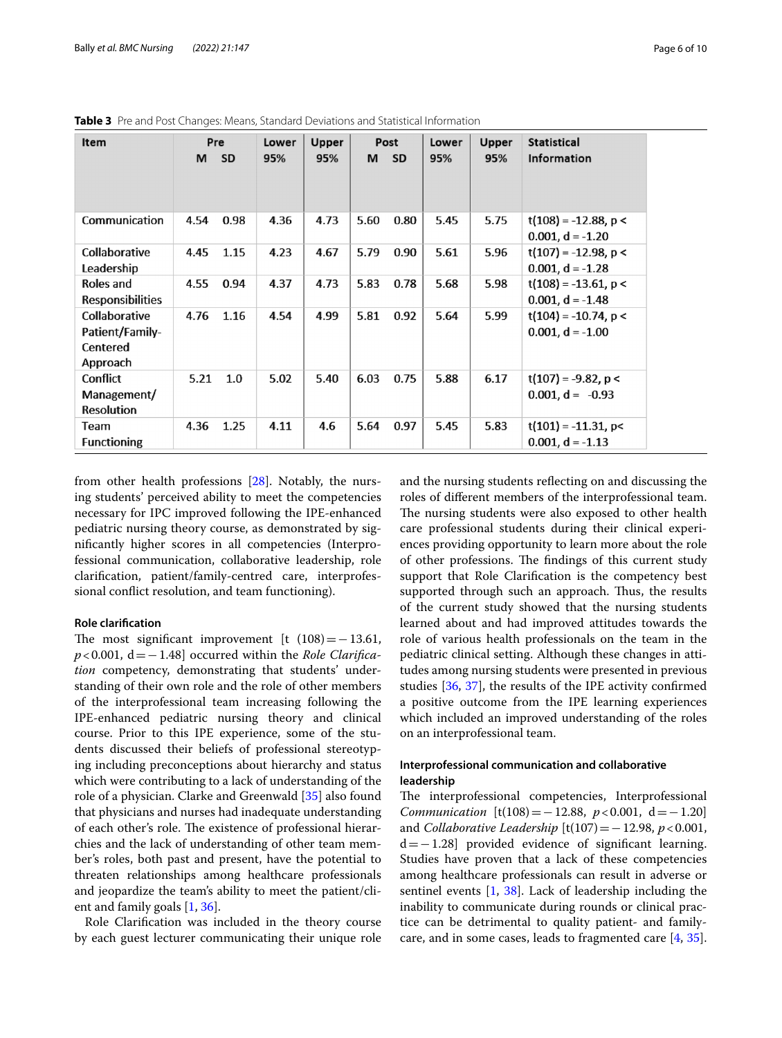**Table 3** Pre and Post Changes: Means, Standard Deviations and Statistical Information

| Item | Pre | | Lower 95% | Upper 95% | Post | | Lower 95% | Upper 95% | Statistical Information |
|---|---|---|---|---|---|---|---|---|---|
| | M | SD | | | M | SD | | | |
| Communication | 4.54 | 0.98 | 4.36 | 4.73 | 5.60 | 0.80 | 5.45 | 5.75 | t(108) = -12.88, p < 0.001, d = -1.20 |
| Collaborative Leadership | 4.45 | 1.15 | 4.23 | 4.67 | 5.79 | 0.90 | 5.61 | 5.96 | t(107) = -12.98, p < 0.001, d = -1.28 |
| Roles and Responsibilities | 4.55 | 0.94 | 4.37 | 4.73 | 5.83 | 0.78 | 5.68 | 5.98 | t(108) = -13.61, p < 0.001, d = -1.48 |
| Collaborative Patient/Family-Centered Approach | 4.76 | 1.16 | 4.54 | 4.99 | 5.81 | 0.92 | 5.64 | 5.99 | t(104) = -10.74, p < 0.001, d = -1.00 |
| Conflict Management/ Resolution | 5.21 | 1.0 | 5.02 | 5.40 | 6.03 | 0.75 | 5.88 | 6.17 | t(107) = -9.82, p < 0.001, d = -0.93 |
| Team Functioning | 4.36 | 1.25 | 4.11 | 4.6 | 5.64 | 0.97 | 5.45 | 5.83 | t(101) = -11.31, p< 0.001, d = -1.13 |

from other health professions [28]. Notably, the nursing students' perceived ability to meet the competencies necessary for IPC improved following the IPE-enhanced pediatric nursing theory course, as demonstrated by significantly higher scores in all competencies (Interprofessional communication, collaborative leadership, role clarification, patient/family-centred care, interprofessional conflict resolution, and team functioning).

#### Role clarification

The most significant improvement [$t(108) = -13.61$, $p < 0.001$, $d = -1.48$] occurred within the *Role Clarification* competency, demonstrating that students' understanding of their own role and the role of other members of the interprofessional team increasing following the IPE-enhanced pediatric nursing theory and clinical course. Prior to this IPE experience, some of the students discussed their beliefs of professional stereotyping including preconceptions about hierarchy and status which were contributing to a lack of understanding of the role of a physician. Clarke and Greenwald [35] also found that physicians and nurses had inadequate understanding of each other's role. The existence of professional hierarchies and the lack of understanding of other team member's roles, both past and present, have the potential to threaten relationships among healthcare professionals and jeopardize the team's ability to meet the patient/client and family goals [1, 36].

Role Clarification was included in the theory course by each guest lecturer communicating their unique role and the nursing students reflecting on and discussing the roles of different members of the interprofessional team. The nursing students were also exposed to other health care professional students during their clinical experiences providing opportunity to learn more about the role of other professions. The findings of this current study support that Role Clarification is the competency best supported through such an approach. Thus, the results of the current study showed that the nursing students learned about and had improved attitudes towards the role of various health professionals on the team in the pediatric clinical setting. Although these changes in attitudes among nursing students were presented in previous studies [36, 37], the results of the IPE activity confirmed a positive outcome from the IPE learning experiences which included an improved understanding of the roles on an interprofessional team.

#### Interprofessional communication and collaborative leadership

The interprofessional competencies, Interprofessional *Communication* [$t(108) = -12.88$, $p < 0.001$, $d = -1.20$] and *Collaborative Leadership* [$t(107) = -12.98$, $p < 0.001$, $d = -1.28$] provided evidence of significant learning. Studies have proven that a lack of these competencies among healthcare professionals can result in adverse or sentinel events [1, 38]. Lack of leadership including the inability to communicate during rounds or clinical practice can be detrimental to quality patient- and family-care, and in some cases, leads to fragmented care [4, 35].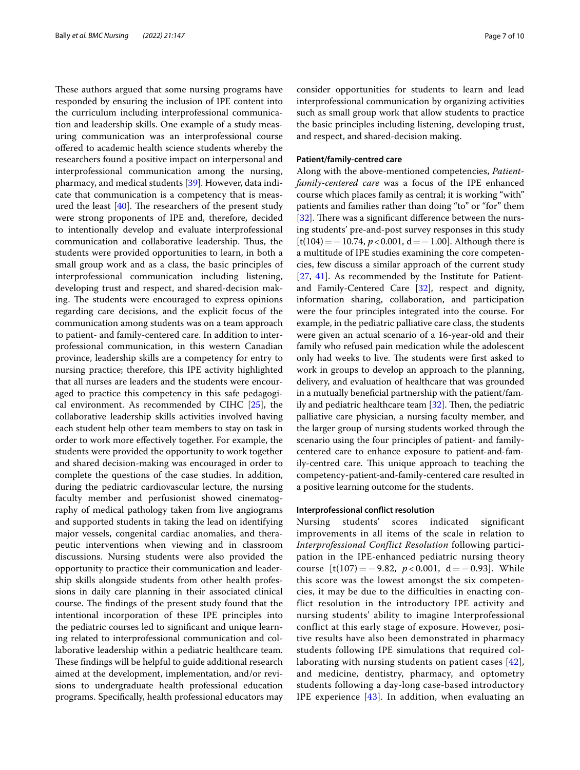These authors argued that some nursing programs have responded by ensuring the inclusion of IPE content into the curriculum including interprofessional communication and leadership skills. One example of a study measuring communication was an interprofessional course offered to academic health science students whereby the researchers found a positive impact on interpersonal and interprofessional communication among the nursing, pharmacy, and medical students [39]. However, data indicate that communication is a competency that is measured the least [40]. The researchers of the present study were strong proponents of IPE and, therefore, decided to intentionally develop and evaluate interprofessional communication and collaborative leadership. Thus, the students were provided opportunities to learn, in both a small group work and as a class, the basic principles of interprofessional communication including listening, developing trust and respect, and shared-decision making. The students were encouraged to express opinions regarding care decisions, and the explicit focus of the communication among students was on a team approach to patient- and family-centered care. In addition to interprofessional communication, in this western Canadian province, leadership skills are a competency for entry to nursing practice; therefore, this IPE activity highlighted that all nurses are leaders and the students were encouraged to practice this competency in this safe pedagogical environment. As recommended by CIHC [25], the collaborative leadership skills activities involved having each student help other team members to stay on task in order to work more effectively together. For example, the students were provided the opportunity to work together and shared decision-making was encouraged in order to complete the questions of the case studies. In addition, during the pediatric cardiovascular lecture, the nursing faculty member and perfusionist showed cinematography of medical pathology taken from live angiograms and supported students in taking the lead on identifying major vessels, congenital cardiac anomalies, and therapeutic interventions when viewing and in classroom discussions. Nursing students were also provided the opportunity to practice their communication and leadership skills alongside students from other health professions in daily care planning in their associated clinical course. The findings of the present study found that the intentional incorporation of these IPE principles into the pediatric courses led to significant and unique learning related to interprofessional communication and collaborative leadership within a pediatric healthcare team. These findings will be helpful to guide additional research aimed at the development, implementation, and/or revisions to undergraduate health professional education programs. Specifically, health professional educators may consider opportunities for students to learn and lead interprofessional communication by organizing activities such as small group work that allow students to practice the basic principles including listening, developing trust, and respect, and shared-decision making.

### Patient/family-centred care

Along with the above-mentioned competencies, *Patient-family-centered care* was a focus of the IPE enhanced course which places family as central; it is working "with" patients and families rather than doing "to" or "for" them [32]. There was a significant difference between the nursing students' pre-and-post survey responses in this study [$t(104) = -10.74$, $p < 0.001$, $d = -1.00$]. Although there is a multitude of IPE studies examining the core competencies, few discuss a similar approach of the current study [27, 41]. As recommended by the Institute for Patient- and Family-Centered Care [32], respect and dignity, information sharing, collaboration, and participation were the four principles integrated into the course. For example, in the pediatric palliative care class, the students were given an actual scenario of a 16-year-old and their family who refused pain medication while the adolescent only had weeks to live. The students were first asked to work in groups to develop an approach to the planning, delivery, and evaluation of healthcare that was grounded in a mutually beneficial partnership with the patient/family and pediatric healthcare team [32]. Then, the pediatric palliative care physician, a nursing faculty member, and the larger group of nursing students worked through the scenario using the four principles of patient- and family-centered care to enhance exposure to patient-and-family-centred care. This unique approach to teaching the competency-patient-and-family-centered care resulted in a positive learning outcome for the students.

### Interprofessional conflict resolution

Nursing students' scores indicated significant improvements in all items of the scale in relation to *Interprofessional Conflict Resolution* following participation in the IPE-enhanced pediatric nursing theory course [$t(107) = -9.82$, $p < 0.001$, $d = -0.93$]. While this score was the lowest amongst the six competencies, it may be due to the difficulties in enacting conflict resolution in the introductory IPE activity and nursing students' ability to imagine Interprofessional conflict at this early stage of exposure. However, positive results have also been demonstrated in pharmacy students following IPE simulations that required collaborating with nursing students on patient cases [42], and medicine, dentistry, pharmacy, and optometry students following a day-long case-based introductory IPE experience [43]. In addition, when evaluating an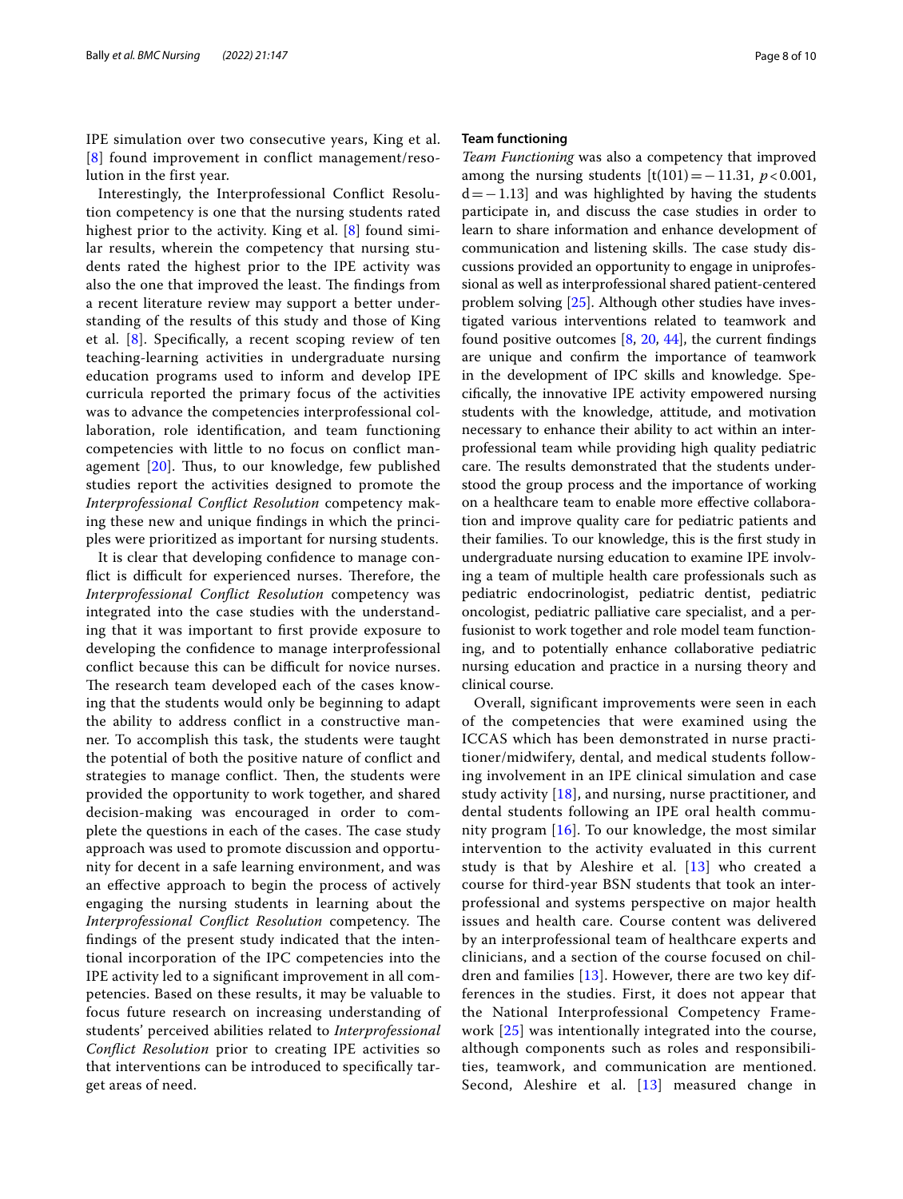IPE simulation over two consecutive years, King et al. [8] found improvement in conflict management/resolution in the first year.

Interestingly, the Interprofessional Conflict Resolution competency is one that the nursing students rated highest prior to the activity. King et al. [8] found similar results, wherein the competency that nursing students rated the highest prior to the IPE activity was also the one that improved the least. The findings from a recent literature review may support a better understanding of the results of this study and those of King et al. [8]. Specifically, a recent scoping review of ten teaching-learning activities in undergraduate nursing education programs used to inform and develop IPE curricula reported the primary focus of the activities was to advance the competencies interprofessional collaboration, role identification, and team functioning competencies with little to no focus on conflict management [20]. Thus, to our knowledge, few published studies report the activities designed to promote the *Interprofessional Conflict Resolution* competency making these new and unique findings in which the principles were prioritized as important for nursing students.

It is clear that developing confidence to manage conflict is difficult for experienced nurses. Therefore, the *Interprofessional Conflict Resolution* competency was integrated into the case studies with the understanding that it was important to first provide exposure to developing the confidence to manage interprofessional conflict because this can be difficult for novice nurses. The research team developed each of the cases knowing that the students would only be beginning to adapt the ability to address conflict in a constructive manner. To accomplish this task, the students were taught the potential of both the positive nature of conflict and strategies to manage conflict. Then, the students were provided the opportunity to work together, and shared decision-making was encouraged in order to complete the questions in each of the cases. The case study approach was used to promote discussion and opportunity for decent in a safe learning environment, and was an effective approach to begin the process of actively engaging the nursing students in learning about the *Interprofessional Conflict Resolution* competency. The findings of the present study indicated that the intentional incorporation of the IPC competencies into the IPE activity led to a significant improvement in all competencies. Based on these results, it may be valuable to focus future research on increasing understanding of students' perceived abilities related to *Interprofessional Conflict Resolution* prior to creating IPE activities so that interventions can be introduced to specifically target areas of need.

### Team functioning

*Team Functioning* was also a competency that improved among the nursing students [$t(101) = -11.31$, $p < 0.001$, $d = -1.13$] and was highlighted by having the students participate in, and discuss the case studies in order to learn to share information and enhance development of communication and listening skills. The case study discussions provided an opportunity to engage in uniprofessional as well as interprofessional shared patient-centered problem solving [25]. Although other studies have investigated various interventions related to teamwork and found positive outcomes [8, 20, 44], the current findings are unique and confirm the importance of teamwork in the development of IPC skills and knowledge. Specifically, the innovative IPE activity empowered nursing students with the knowledge, attitude, and motivation necessary to enhance their ability to act within an interprofessional team while providing high quality pediatric care. The results demonstrated that the students understood the group process and the importance of working on a healthcare team to enable more effective collaboration and improve quality care for pediatric patients and their families. To our knowledge, this is the first study in undergraduate nursing education to examine IPE involving a team of multiple health care professionals such as pediatric endocrinologist, pediatric dentist, pediatric oncologist, pediatric palliative care specialist, and a perfusionist to work together and role model team functioning, and to potentially enhance collaborative pediatric nursing education and practice in a nursing theory and clinical course.

Overall, significant improvements were seen in each of the competencies that were examined using the ICCAS which has been demonstrated in nurse practitioner/midwifery, dental, and medical students following involvement in an IPE clinical simulation and case study activity [18], and nursing, nurse practitioner, and dental students following an IPE oral health community program [16]. To our knowledge, the most similar intervention to the activity evaluated in this current study is that by Aleshire et al. [13] who created a course for third-year BSN students that took an interprofessional and systems perspective on major health issues and health care. Course content was delivered by an interprofessional team of healthcare experts and clinicians, and a section of the course focused on children and families [13]. However, there are two key differences in the studies. First, it does not appear that the National Interprofessional Competency Framework [25] was intentionally integrated into the course, although components such as roles and responsibilities, teamwork, and communication are mentioned. Second, Aleshire et al. [13] measured change in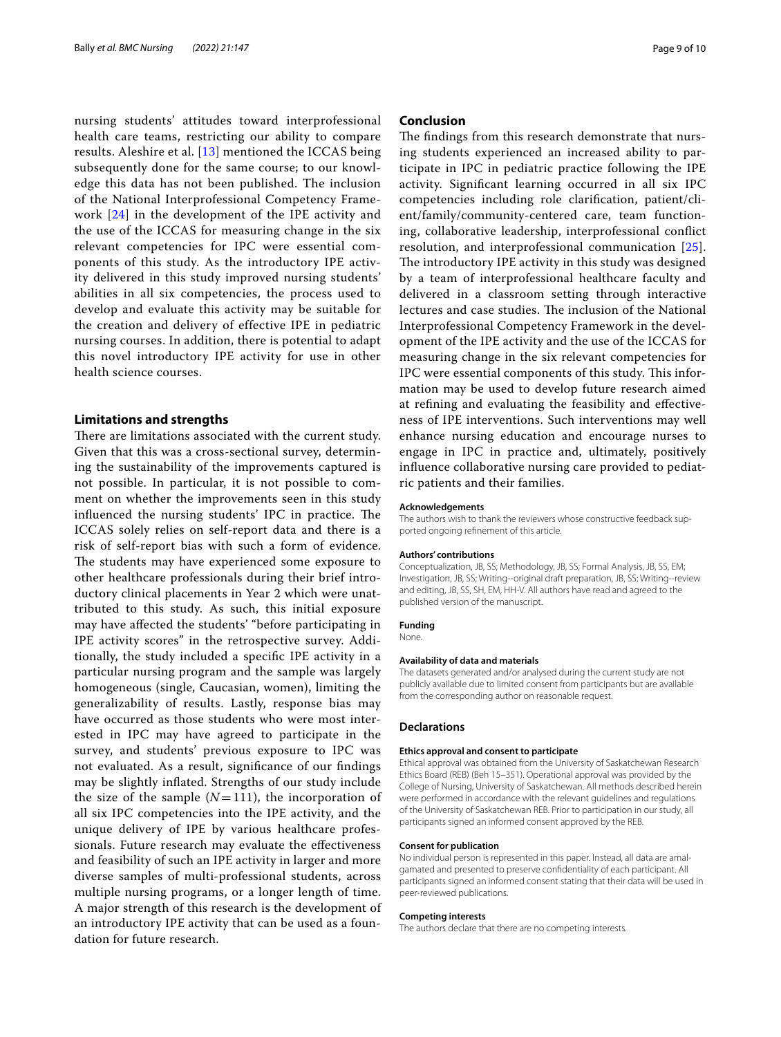nursing students' attitudes toward interprofessional health care teams, restricting our ability to compare results. Aleshire et al. [13] mentioned the ICCAS being subsequently done for the same course; to our knowledge this data has not been published. The inclusion of the National Interprofessional Competency Framework [24] in the development of the IPE activity and the use of the ICCAS for measuring change in the six relevant competencies for IPC were essential components of this study. As the introductory IPE activity delivered in this study improved nursing students' abilities in all six competencies, the process used to develop and evaluate this activity may be suitable for the creation and delivery of effective IPE in pediatric nursing courses. In addition, there is potential to adapt this novel introductory IPE activity for use in other health science courses.

### Limitations and strengths

There are limitations associated with the current study. Given that this was a cross-sectional survey, determining the sustainability of the improvements captured is not possible. In particular, it is not possible to comment on whether the improvements seen in this study influenced the nursing students' IPC in practice. The ICCAS solely relies on self-report data and there is a risk of self-report bias with such a form of evidence. The students may have experienced some exposure to other healthcare professionals during their brief introductory clinical placements in Year 2 which were unattributed to this study. As such, this initial exposure may have affected the students' "before participating in IPE activity scores" in the retrospective survey. Additionally, the study included a specific IPE activity in a particular nursing program and the sample was largely homogeneous (single, Caucasian, women), limiting the generalizability of results. Lastly, response bias may have occurred as those students who were most interested in IPC may have agreed to participate in the survey, and students' previous exposure to IPC was not evaluated. As a result, significance of our findings may be slightly inflated. Strengths of our study include the size of the sample ($N = 111$), the incorporation of all six IPC competencies into the IPE activity, and the unique delivery of IPE by various healthcare professionals. Future research may evaluate the effectiveness and feasibility of such an IPE activity in larger and more diverse samples of multi-professional students, across multiple nursing programs, or a longer length of time. A major strength of this research is the development of an introductory IPE activity that can be used as a foundation for future research.

## Conclusion

The findings from this research demonstrate that nursing students experienced an increased ability to participate in IPC in pediatric practice following the IPE activity. Significant learning occurred in all six IPC competencies including role clarification, patient/client/family/community-centered care, team functioning, collaborative leadership, interprofessional conflict resolution, and interprofessional communication [25]. The introductory IPE activity in this study was designed by a team of interprofessional healthcare faculty and delivered in a classroom setting through interactive lectures and case studies. The inclusion of the National Interprofessional Competency Framework in the development of the IPE activity and the use of the ICCAS for measuring change in the six relevant competencies for IPC were essential components of this study. This information may be used to develop future research aimed at refining and evaluating the feasibility and effectiveness of IPE interventions. Such interventions may well enhance nursing education and encourage nurses to engage in IPC in practice and, ultimately, positively influence collaborative nursing care provided to pediatric patients and their families.

#### Acknowledgements

The authors wish to thank the reviewers whose constructive feedback supported ongoing refinement of this article.

#### Authors' contributions

Conceptualization, JB, SS; Methodology, JB, SS; Formal Analysis, JB, SS, EM; Investigation, JB, SS; Writing--original draft preparation, JB, SS; Writing--review and editing, JB, SS, SH, EM, HH-V. All authors have read and agreed to the published version of the manuscript.

#### Funding

None.

#### Availability of data and materials

The datasets generated and/or analysed during the current study are not publicly available due to limited consent from participants but are available from the corresponding author on reasonable request.

### Declarations

#### Ethics approval and consent to participate

Ethical approval was obtained from the University of Saskatchewan Research Ethics Board (REB) (Beh 15–351). Operational approval was provided by the College of Nursing, University of Saskatchewan. All methods described herein were performed in accordance with the relevant guidelines and regulations of the University of Saskatchewan REB. Prior to participation in our study, all participants signed an informed consent approved by the REB.

#### Consent for publication

No individual person is represented in this paper. Instead, all data are amalgamated and presented to preserve confidentiality of each participant. All participants signed an informed consent stating that their data will be used in peer-reviewed publications.

#### Competing interests

The authors declare that there are no competing interests.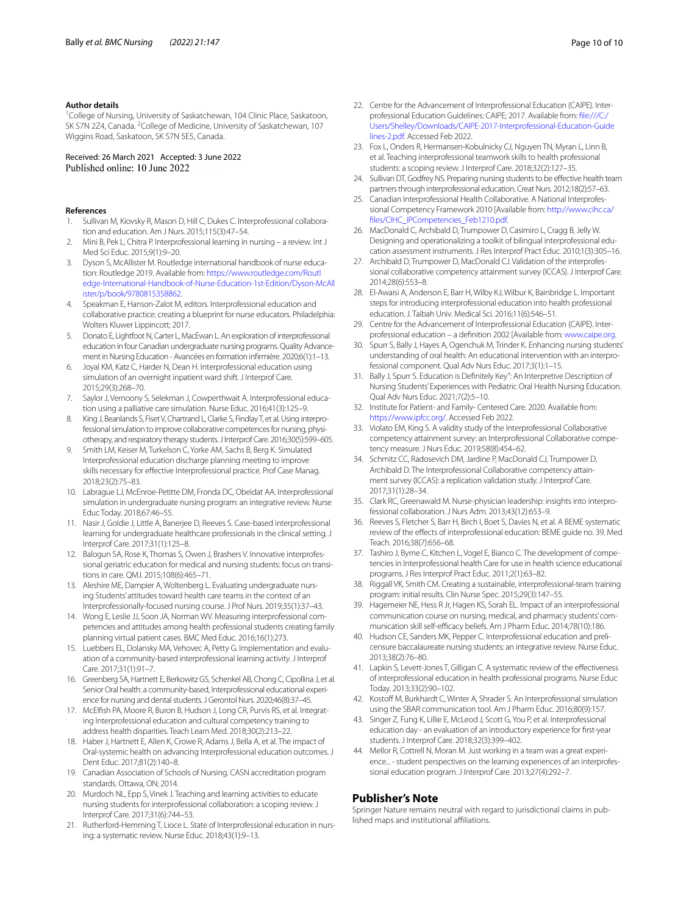#### Author details

[1]College of Nursing, University of Saskatchewan, 104 Clinic Place, Saskatoon, SK S7N 2Z4, Canada. [2]College of Medicine, University of Saskatchewan, 107 Wiggins Road, Saskatoon, SK S7N 5E5, Canada.

Received: 26 March 2021 Accepted: 3 June 2022
Published online: 10 June 2022

#### References

1. Sullivan M, Kiovsky R, Mason D, Hill C, Dukes C. Interprofessional collaboration and education. Am J Nurs. 2015;115(3):47–54.
2. Mini B, Pek L, Chitra P. Interprofessional learning in nursing – a review. Int J Med Sci Educ. 2015;9(1):9–20.
3. Dyson S, McAllister M. Routledge international handbook of nurse education: Routledge 2019. Available from: https://www.routledge.com/Routledge-International-Handbook-of-Nurse-Education-1st-Edition/Dyson-McAllister/p/book/9780815358862.
4. Speakman E, Hanson-Zalot M, editors. Interprofessional education and collaborative practice: creating a blueprint for nurse educators. Philadelphia: Wolters Kluwer Lippincott; 2017.
5. Donato E, Lightfoot N, Carter L, MacEwan L. An exploration of interprofessional education in four Canadian undergraduate nursing programs. Quality Advancement in Nursing Education - Avancées en formation infirmière. 2020;6(1):1–13.
6. Joyal KM, Katz C, Harder N, Dean H. Interprofessional education using simulation of an overnight inpatient ward shift. J Interprof Care. 2015;29(3):268–70.
7. Saylor J, Vernoony S, Selekman J, Cowperthwait A. Interprofessional education using a palliative care simulation. Nurse Educ. 2016;41(3):125–9.
8. King J, Beanlands S, Fiset V, Chartrand L, Clarke S, Findlay T, et al. Using interprofessional simulation to improve collaborative competences for nursing, physiotherapy, and respiratory therapy students. J Interprof Care. 2016;30(5):599–605.
9. Smith LM, Keiser M, Turkelson C, Yorke AM, Sachs B, Berg K. Simulated Interprofessional education discharge planning meeting to improve skills necessary for effective Interprofessional practice. Prof Case Manag. 2018;23(2):75–83.
10. Labrague LJ, McEnroe-Petitte DM, Fronda DC, Obeidat AA. Interprofessional simulation in undergraduate nursing program: an integrative review. Nurse Educ Today. 2018;67:46–55.
11. Nasir J, Goldie J, Little A, Banerjee D, Reeves S. Case-based interprofessional learning for undergraduate healthcare professionals in the clinical setting. J Interprof Care. 2017;31(1):125–8.
12. Balogun SA, Rose K, Thomas S, Owen J, Brashers V. Innovative interprofessional geriatric education for medical and nursing students: focus on transitions in care. QMJ. 2015;108(6):465–71.
13. Aleshire ME, Dampier A, Woltenberg L. Evaluating undergraduate nursing Students' attitudes toward health care teams in the context of an Interprofessionally-focused nursing course. J Prof Nurs. 2019;35(1):37–43.
14. Wong E, Leslie JJ, Soon JA, Norman WV. Measuring interprofessional competencies and attitudes among health professional students creating family planning virtual patient cases. BMC Med Educ. 2016;16(1):273.
15. Luebbers EL, Dolansky MA, Vehovec A, Petty G. Implementation and evaluation of a community-based interprofessional learning activity. J Interprof Care. 2017;31(1):91–7.
16. Greenberg SA, Hartnett E, Berkowitz GS, Schenkel AB, Chong C, Cipollina J, et al. Senior Oral health: a community-based, Interprofessional educational experience for nursing and dental students. J Gerontol Nurs. 2020;46(8):37–45.
17. McElfish PA, Moore R, Buron B, Hudson J, Long CR, Purvis RS, et al. Integrating Interprofessional education and cultural competency training to address health disparities. Teach Learn Med. 2018;30(2):213–22.
18. Haber J, Hartnett E, Allen K, Crowe R, Adams J, Bella A, et al. The impact of Oral-systemic health on advancing Interprofessional education outcomes. J Dent Educ. 2017;81(2):140–8.
19. Canadian Association of Schools of Nursing. CASN accreditation program standards. Ottawa, ON; 2014.
20. Murdoch NL, Epp S, Vinek J. Teaching and learning activities to educate nursing students for interprofessional collaboration: a scoping review. J Interprof Care. 2017;31(6):744–53.
21. Rutherford-Hemming T, Lioce L. State of Interprofessional education in nursing: a systematic review. Nurse Educ. 2018;43(1):9–13.
22. Centre for the Advancement of Interprofessional Education (CAIPE). Interprofessional Education Guidelines: CAIPE; 2017. Available from: file:///C:/Users/Shelley/Downloads/CAIPE-2017-Interprofessional-Education-Guidelines-2.pdf. Accessed Feb 2022.
23. Fox L, Onders R, Hermansen-Kobulnicky CJ, Nguyen TN, Myran L, Linn B, et al. Teaching interprofessional teamwork skills to health professional students: a scoping review. J Interprof Care. 2018;32(2):127–35.
24. Sullivan DT, Godfrey NS. Preparing nursing students to be effective health team partners through interprofessional education. Creat Nurs. 2012;18(2):57–63.
25. Canadian Interprofessional Health Collaborative. A National Interprofessional Competency Framework 2010 [Available from: http://www.cihc.ca/files/CIHC_IPCompetencies_Feb1210.pdf.
26. MacDonald C, Archibald D, Trumpower D, Casimiro L, Cragg B, Jelly W. Designing and operationalizing a toolkit of bilingual interprofessional education assessment instruments. J Res Interprof Pract Educ. 2010;1(3):305–16.
27. Archibald D, Trumpower D, MacDonald CJ. Validation of the interprofessional collaborative competency attainment survey (ICCAS). J Interprof Care. 2014;28(6):553–8.
28. El-Awaisi A, Anderson E, Barr H, Wilby KJ, Wilbur K, Bainbridge L. Important steps for introducing interprofessional education into health professional education. J Taibah Univ. Medical Sci. 2016;11(6):546–51.
29. Centre for the Advancement of Interprofessional Education (CAIPE). Interprofessional education – a definition 2002 [Available from: www.caipe.org.
30. Spurr S, Bally J, Hayes A, Ogenchuk M, Trinder K. Enhancing nursing students' understanding of oral health: An educational intervention with an interprofessional component. Qual Adv Nurs Educ. 2017;3(1):1–15.
31. Bally J, Spurr S. Education is Definitely Key": An Interpretive Description of Nursing Students' Experiences with Pediatric Oral Health Nursing Education. Qual Adv Nurs Educ. 2021;7(2):5–10.
32. Institute for Patient- and Family- Centered Care. 2020. Available from: https://www.ipfcc.org/. Accessed Feb 2022.
33. Violato EM, King S. A validity study of the Interprofessional Collaborative competency attainment survey: an Interprofessional Collaborative competency measure. J Nurs Educ. 2019;58(8):454–62.
34. Schmitz CC, Radosevich DM, Jardine P, MacDonald CJ, Trumpower D, Archibald D. The Interprofessional Collaborative competency attainment survey (ICCAS): a replication validation study. J Interprof Care. 2017;31(1):28–34.
35. Clark RC, Greenawald M. Nurse-physician leadership: insights into interprofessional collaboration. J Nurs Adm. 2013;43(12):653–9.
36. Reeves S, Fletcher S, Barr H, Birch I, Boet S, Davies N, et al. A BEME systematic review of the effects of interprofessional education: BEME guide no. 39. Med Teach. 2016;38(7):656–68.
37. Tashiro J, Byrne C, Kitchen L, Vogel E, Bianco C. The development of competencies in Interprofessional health Care for use in health science educational programs. J Res Interprof Pract Educ. 2011;2(1):63–82.
38. Riggall VK, Smith CM. Creating a sustainable, interprofessional-team training program: initial results. Clin Nurse Spec. 2015;29(3):147–55.
39. Hagemeier NE, Hess R Jr, Hagen KS, Sorah EL. Impact of an interprofessional communication course on nursing, medical, and pharmacy students' communication skill self-efficacy beliefs. Am J Pharm Educ. 2014;78(10):186.
40. Hudson CE, Sanders MK, Pepper C. Interprofessional education and prelicensure baccalaureate nursing students: an integrative review. Nurse Educ. 2013;38(2):76–80.
41. Lapkin S, Levett-Jones T, Gilligan C. A systematic review of the effectiveness of interprofessional education in health professional programs. Nurse Educ Today. 2013;33(2):90–102.
42. Kostoff M, Burkhardt C, Winter A, Shrader S. An Interprofessional simulation using the SBAR communication tool. Am J Pharm Educ. 2016;80(9):157.
43. Singer Z, Fung K, Lillie E, McLeod J, Scott G, You P, et al. Interprofessional education day - an evaluation of an introductory experience for first-year students. J Interprof Care. 2018;32(3):399–402.
44. Mellor R, Cottrell N, Moran M. Just working in a team was a great experience... - student perspectives on the learning experiences of an interprofessional education program. J Interprof Care. 2013;27(4):292–7.

## Publisher's Note

Springer Nature remains neutral with regard to jurisdictional claims in published maps and institutional affiliations.